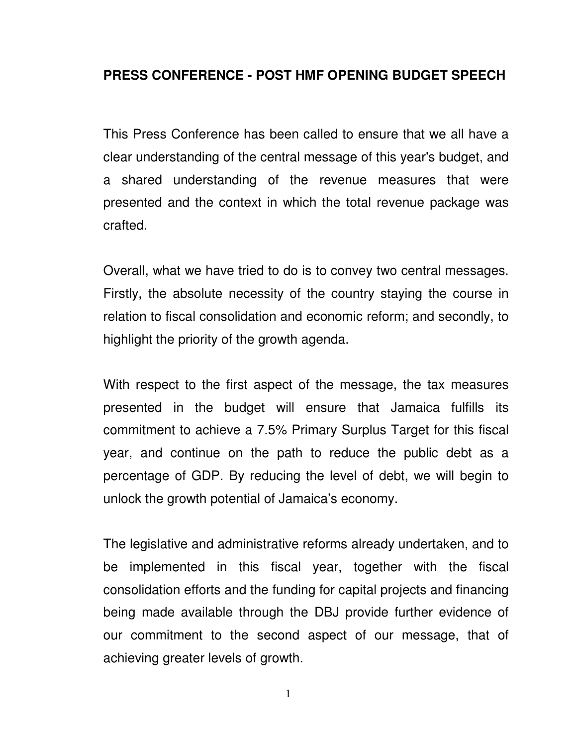# PRESS CONFERENCE - POST HMF OPENING BUDGET SPEECH

This Press Conference has been called to ensure that we all have a clear understanding of the central message of this year's budget, and a shared understanding of the revenue measures that were presented and the context in which the total revenue package was crafted.

Overall, what we have tried to do is to convey two central messages. Firstly, the absolute necessity of the country staying the course in relation to fiscal consolidation and economic reform; and secondly, to highlight the priority of the growth agenda.

With respect to the first aspect of the message, the tax measures presented in the budget will ensure that Jamaica fulfills its commitment to achieve a 7.5% Primary Surplus Target for this fiscal year, and continue on the path to reduce the public debt as a percentage of GDP. By reducing the level of debt, we will begin to unlock the growth potential of Jamaica's economy.

The legislative and administrative reforms already undertaken, and to be implemented in this fiscal year, together with the fiscal consolidation efforts and the funding for capital projects and financing being made available through the DBJ provide further evidence of our commitment to the second aspect of our message, that of achieving greater levels of growth.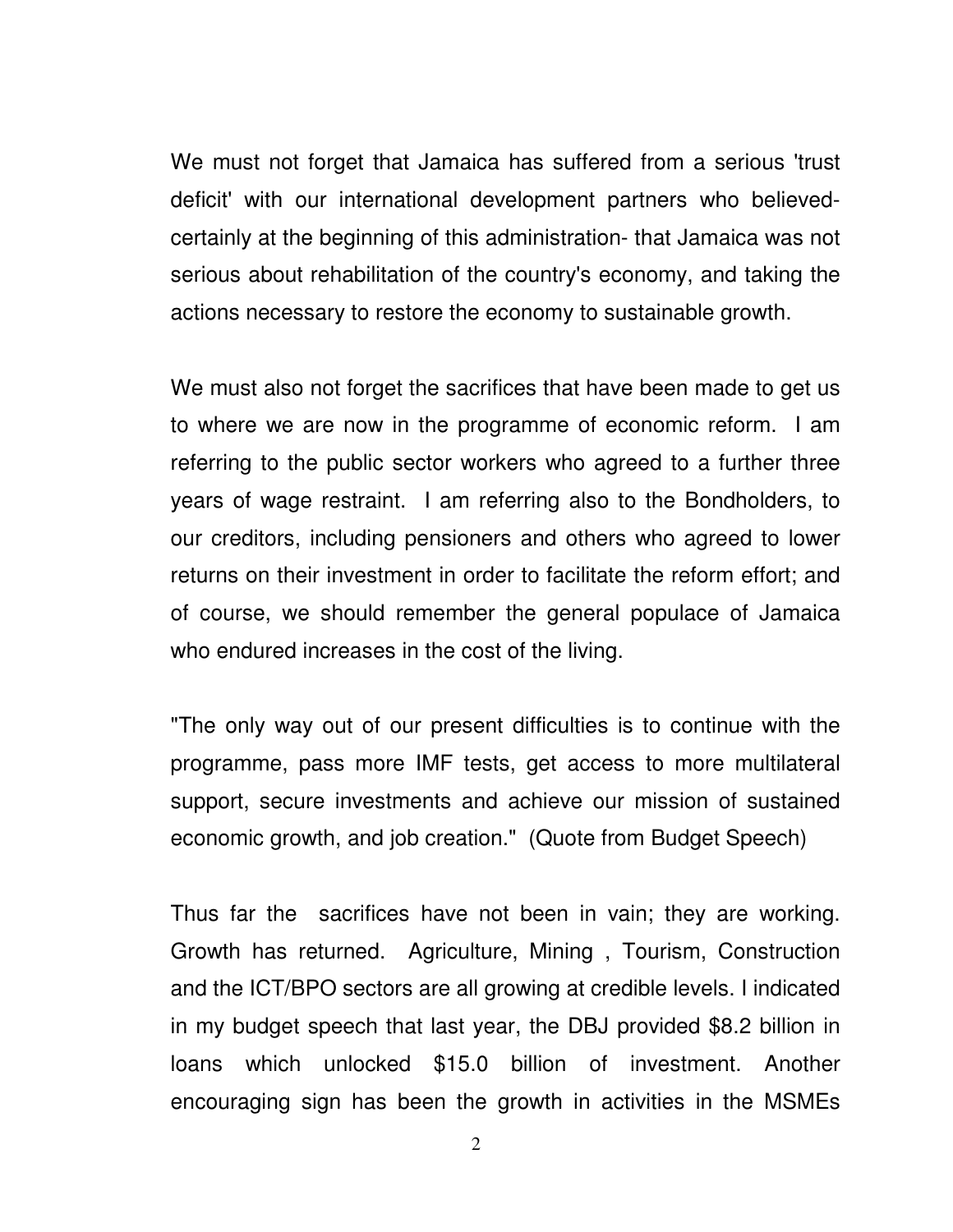We must not forget that Jamaica has suffered from a serious 'trust deficit' with our international development partners who believed- certainly at the beginning of this administration- that Jamaica was not serious about rehabilitation of the country's economy, and taking the actions necessary to restore the economy to sustainable growth.

We must also not forget the sacrifices that have been made to get us to where we are now in the programme of economic reform. I am referring to the public sector workers who agreed to a further three years of wage restraint. I am referring also to the Bondholders, to our creditors, including pensioners and others who agreed to lower returns on their investment in order to facilitate the reform effort; and of course, we should remember the general populace of Jamaica who endured increases in the cost of the living.

"The only way out of our present difficulties is to continue with the programme, pass more IMF tests, get access to more multilateral support, secure investments and achieve our mission of sustained economic growth, and job creation." (Quote from Budget Speech)

Thus far the sacrifices have not been in vain; they are working. Growth has returned. Agriculture, Mining , Tourism, Construction and the ICT/BPO sectors are all growing at credible levels. I indicated in my budget speech that last year, the DBJ provided $8.2 billion in loans which unlocked $15.0 billion of investment. Another encouraging sign has been the growth in activities in the MSMEs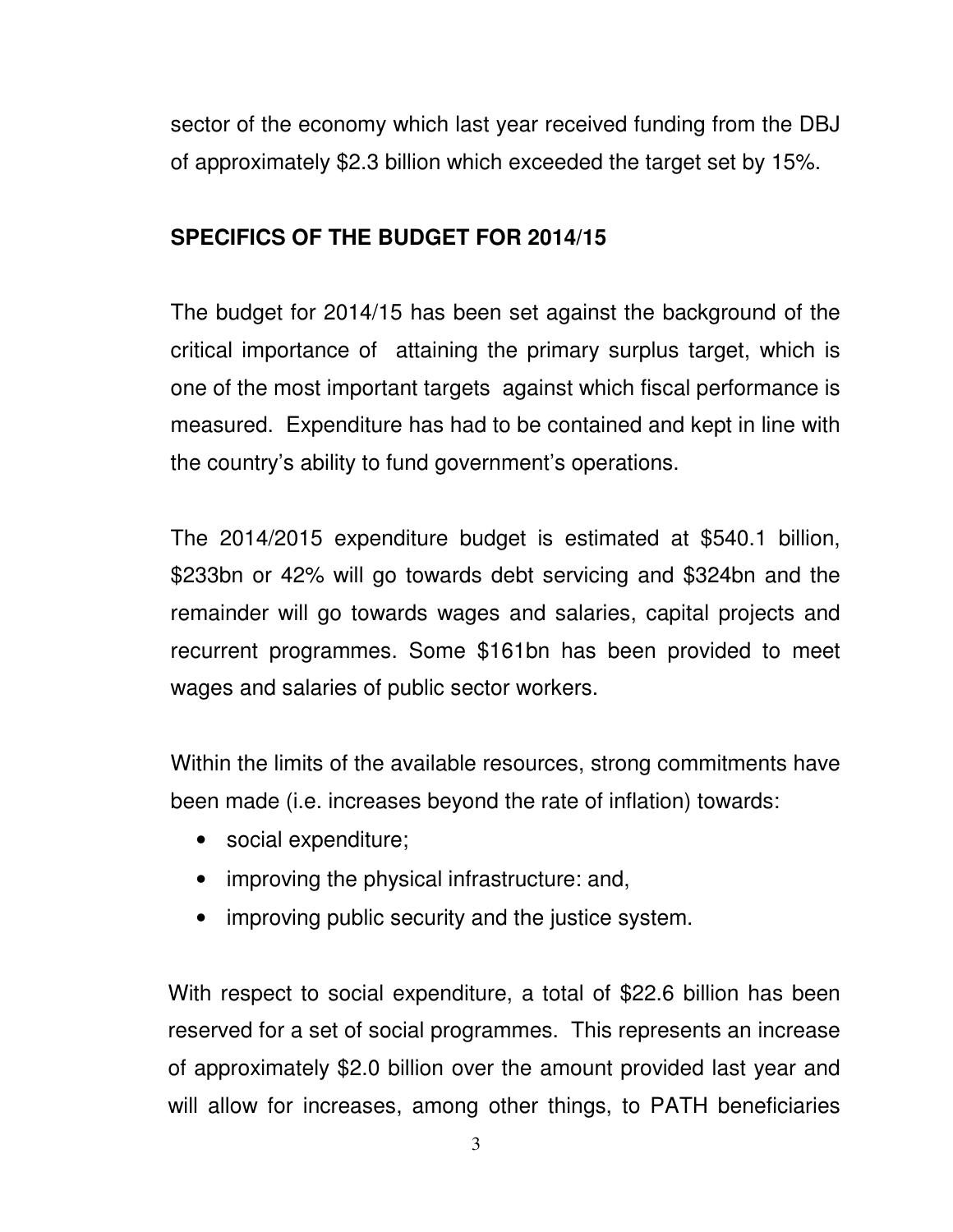sector of the economy which last year received funding from the DBJ of approximately $2.3 billion which exceeded the target set by 15%.

## SPECIFICS OF THE BUDGET FOR 2014/15

The budget for 2014/15 has been set against the background of the critical importance of attaining the primary surplus target, which is one of the most important targets against which fiscal performance is measured. Expenditure has had to be contained and kept in line with the country's ability to fund government's operations.

The 2014/2015 expenditure budget is estimated at $540.1 billion, $233bn or 42% will go towards debt servicing and $324bn and the remainder will go towards wages and salaries, capital projects and recurrent programmes. Some $161bn has been provided to meet wages and salaries of public sector workers.

Within the limits of the available resources, strong commitments have been made (i.e. increases beyond the rate of inflation) towards:

- social expenditure;
- improving the physical infrastructure: and,
- improving public security and the justice system.

With respect to social expenditure, a total of $22.6 billion has been reserved for a set of social programmes. This represents an increase of approximately $2.0 billion over the amount provided last year and will allow for increases, among other things, to PATH beneficiaries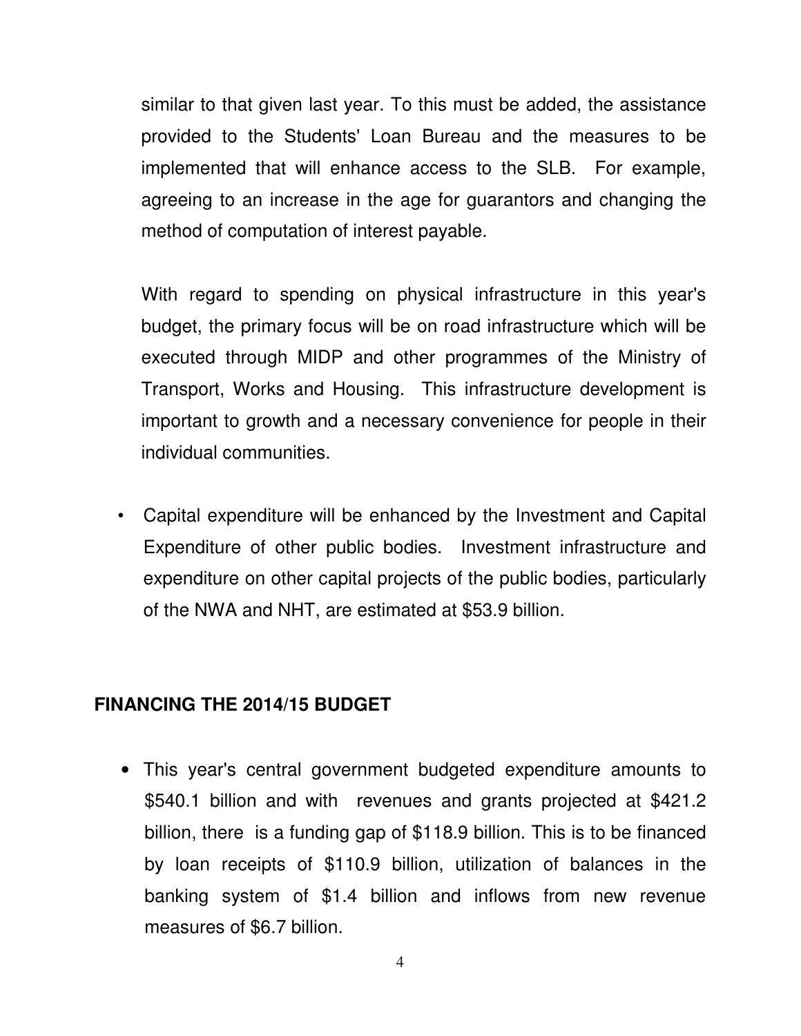similar to that given last year. To this must be added, the assistance provided to the Students' Loan Bureau and the measures to be implemented that will enhance access to the SLB. For example, agreeing to an increase in the age for guarantors and changing the method of computation of interest payable.

With regard to spending on physical infrastructure in this year's budget, the primary focus will be on road infrastructure which will be executed through MIDP and other programmes of the Ministry of Transport, Works and Housing. This infrastructure development is important to growth and a necessary convenience for people in their individual communities.

- Capital expenditure will be enhanced by the Investment and Capital Expenditure of other public bodies. Investment infrastructure and expenditure on other capital projects of the public bodies, particularly of the NWA and NHT, are estimated at $53.9 billion.

## FINANCING THE 2014/15 BUDGET

- This year's central government budgeted expenditure amounts to $540.1 billion and with revenues and grants projected at $421.2 billion, there is a funding gap of $118.9 billion. This is to be financed by loan receipts of $110.9 billion, utilization of balances in the banking system of $1.4 billion and inflows from new revenue measures of $6.7 billion.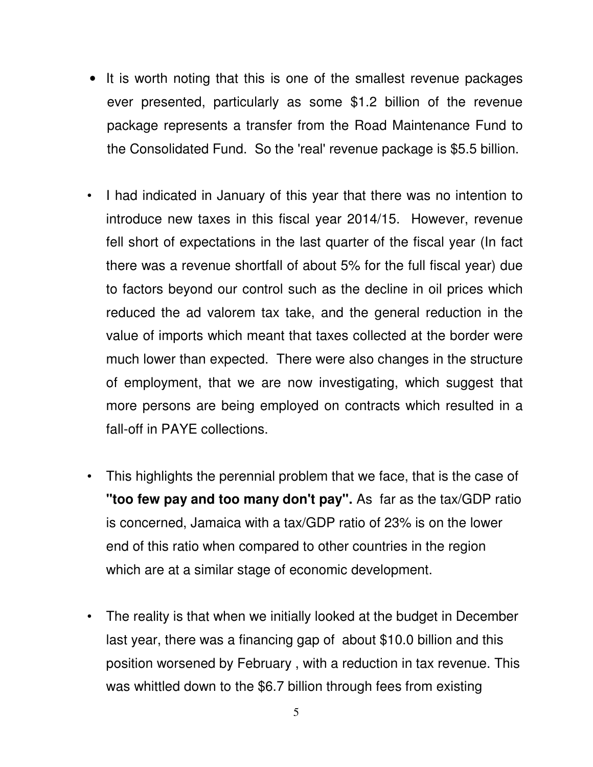- It is worth noting that this is one of the smallest revenue packages ever presented, particularly as some $1.2 billion of the revenue package represents a transfer from the Road Maintenance Fund to the Consolidated Fund. So the 'real' revenue package is $5.5 billion.

- I had indicated in January of this year that there was no intention to introduce new taxes in this fiscal year 2014/15. However, revenue fell short of expectations in the last quarter of the fiscal year (In fact there was a revenue shortfall of about 5% for the full fiscal year) due to factors beyond our control such as the decline in oil prices which reduced the ad valorem tax take, and the general reduction in the value of imports which meant that taxes collected at the border were much lower than expected. There were also changes in the structure of employment, that we are now investigating, which suggest that more persons are being employed on contracts which resulted in a fall-off in PAYE collections.

- This highlights the perennial problem that we face, that is the case of **"too few pay and too many don't pay".** As far as the tax/GDP ratio is concerned, Jamaica with a tax/GDP ratio of 23% is on the lower end of this ratio when compared to other countries in the region which are at a similar stage of economic development.

- The reality is that when we initially looked at the budget in December last year, there was a financing gap of about $10.0 billion and this position worsened by February , with a reduction in tax revenue. This was whittled down to the $6.7 billion through fees from existing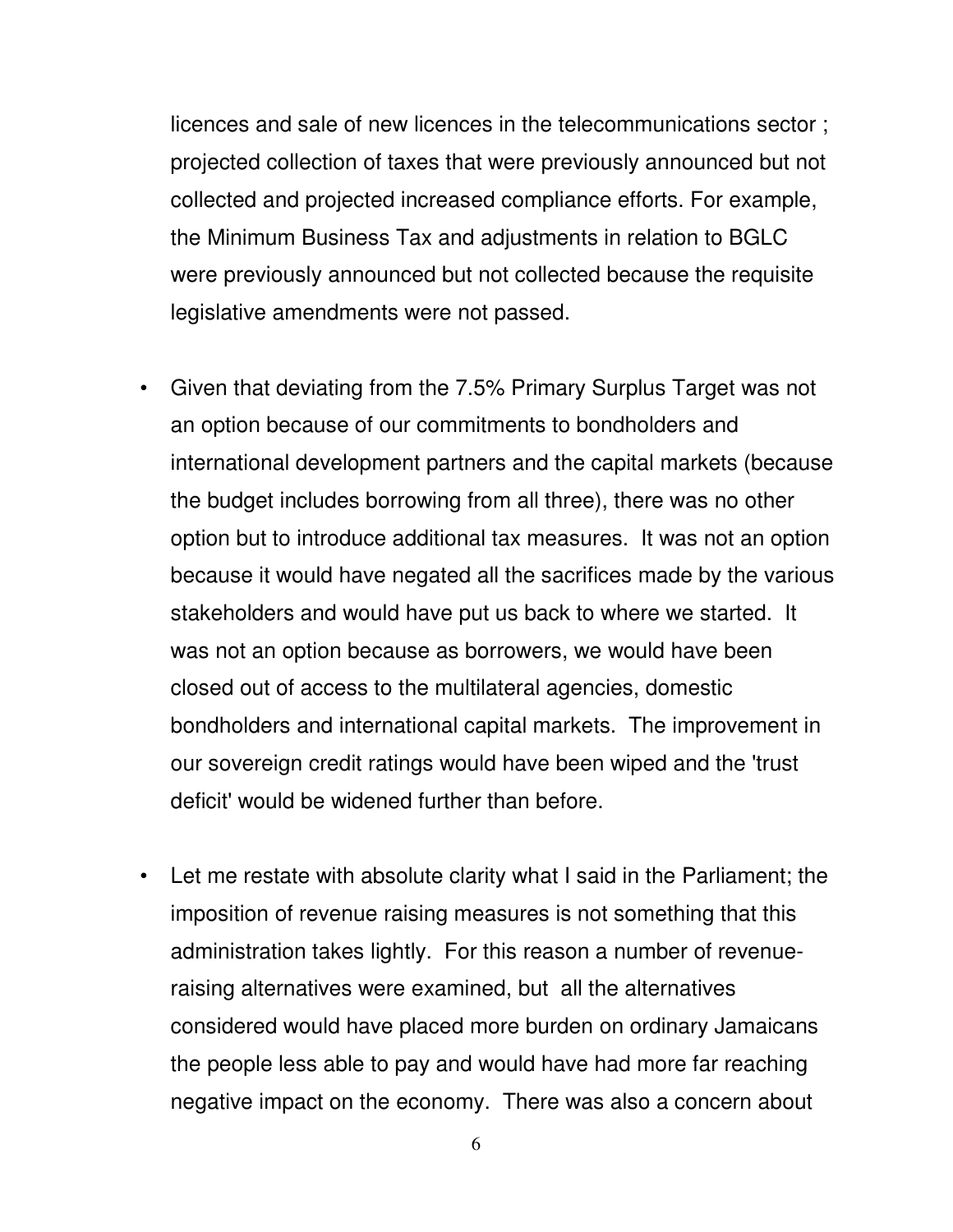licences and sale of new licences in the telecommunications sector ; projected collection of taxes that were previously announced but not collected and projected increased compliance efforts. For example, the Minimum Business Tax and adjustments in relation to BGLC were previously announced but not collected because the requisite legislative amendments were not passed.

- Given that deviating from the 7.5% Primary Surplus Target was not an option because of our commitments to bondholders and international development partners and the capital markets (because the budget includes borrowing from all three), there was no other option but to introduce additional tax measures. It was not an option because it would have negated all the sacrifices made by the various stakeholders and would have put us back to where we started. It was not an option because as borrowers, we would have been closed out of access to the multilateral agencies, domestic bondholders and international capital markets. The improvement in our sovereign credit ratings would have been wiped and the 'trust deficit' would be widened further than before.

- Let me restate with absolute clarity what I said in the Parliament; the imposition of revenue raising measures is not something that this administration takes lightly. For this reason a number of revenue-raising alternatives were examined, but all the alternatives considered would have placed more burden on ordinary Jamaicans the people less able to pay and would have had more far reaching negative impact on the economy. There was also a concern about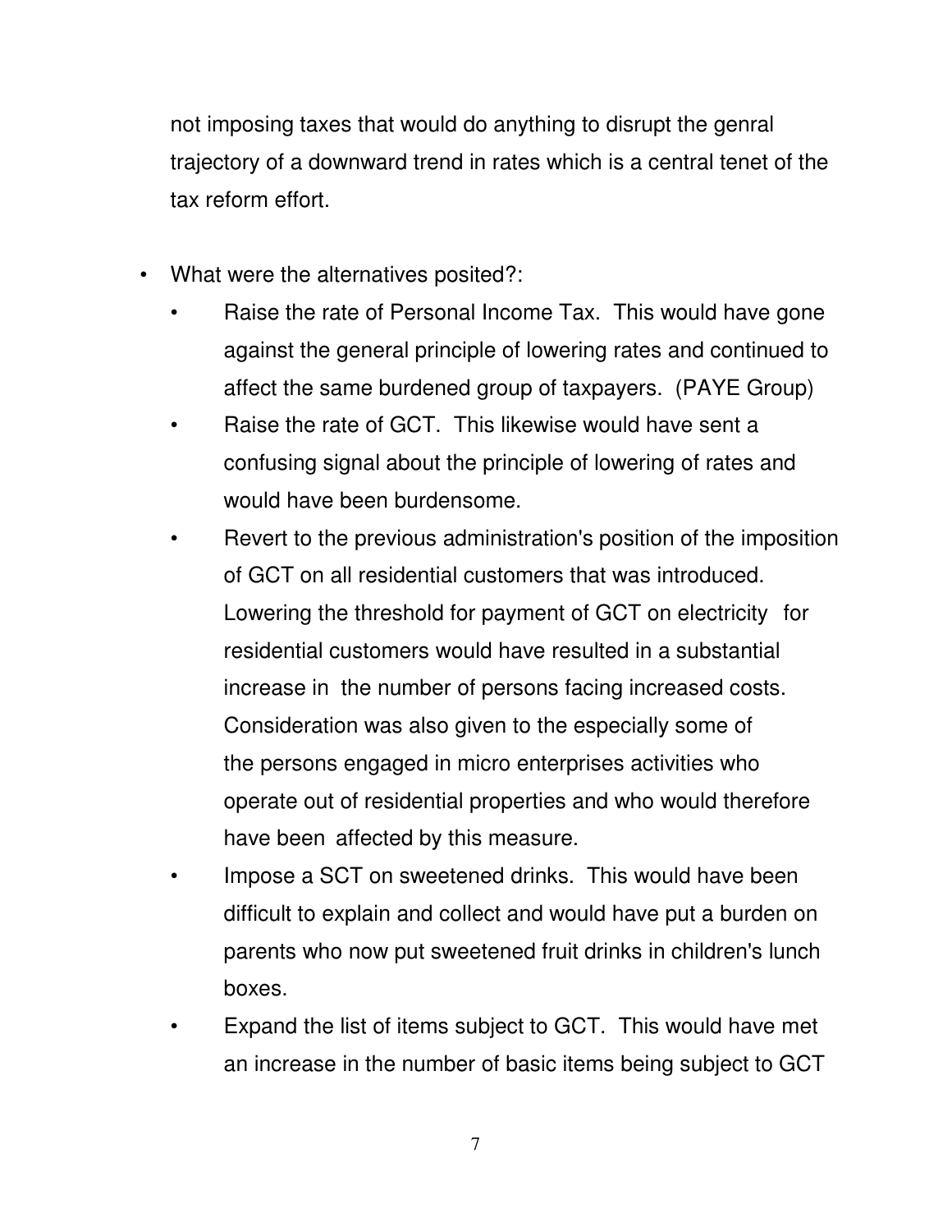not imposing taxes that would do anything to disrupt the genral trajectory of a downward trend in rates which is a central tenet of the tax reform effort.

- What were the alternatives posited?:
  - Raise the rate of Personal Income Tax. This would have gone against the general principle of lowering rates and continued to affect the same burdened group of taxpayers. (PAYE Group)
  - Raise the rate of GCT. This likewise would have sent a confusing signal about the principle of lowering of rates and would have been burdensome.
  - Revert to the previous administration's position of the imposition of GCT on all residential customers that was introduced. Lowering the threshold for payment of GCT on electricity for residential customers would have resulted in a substantial increase in the number of persons facing increased costs. Consideration was also given to the especially some of the persons engaged in micro enterprises activities who operate out of residential properties and who would therefore have been affected by this measure.
  - Impose a SCT on sweetened drinks. This would have been difficult to explain and collect and would have put a burden on parents who now put sweetened fruit drinks in children's lunch boxes.
  - Expand the list of items subject to GCT. This would have met an increase in the number of basic items being subject to GCT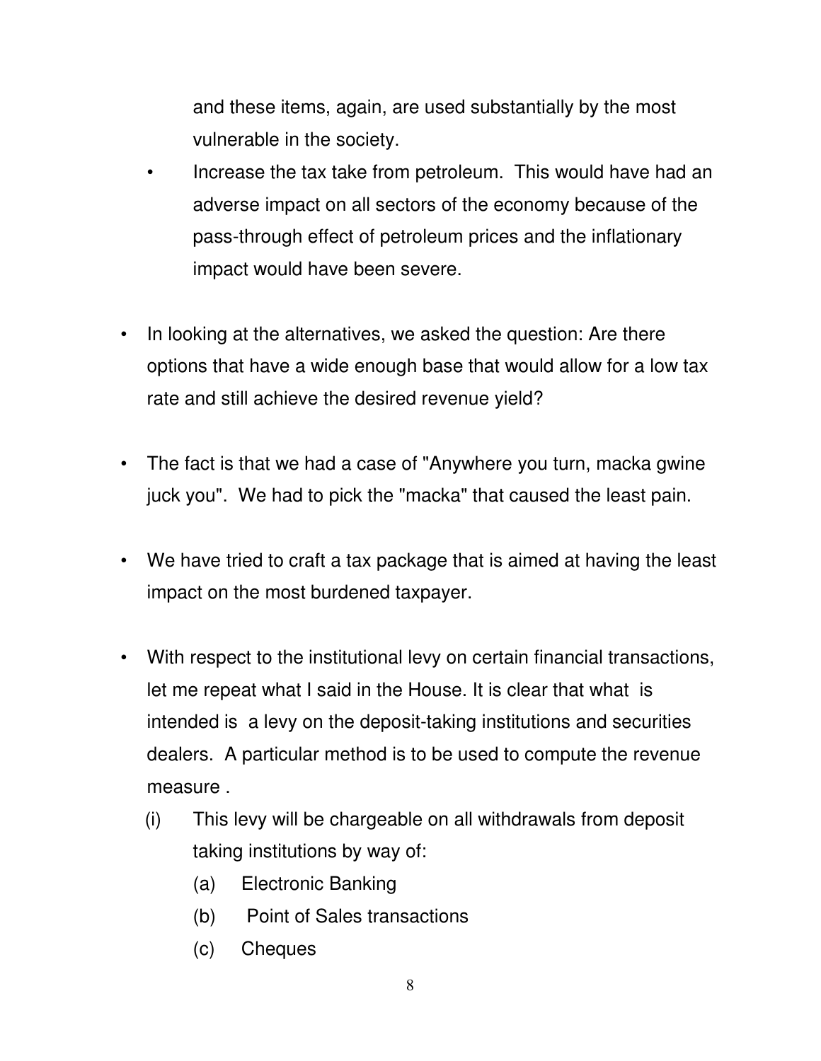and these items, again, are used substantially by the most vulnerable in the society.

- Increase the tax take from petroleum. This would have had an adverse impact on all sectors of the economy because of the pass-through effect of petroleum prices and the inflationary impact would have been severe.

- In looking at the alternatives, we asked the question: Are there options that have a wide enough base that would allow for a low tax rate and still achieve the desired revenue yield?

- The fact is that we had a case of "Anywhere you turn, macka gwine juck you". We had to pick the "macka" that caused the least pain.

- We have tried to craft a tax package that is aimed at having the least impact on the most burdened taxpayer.

- With respect to the institutional levy on certain financial transactions, let me repeat what I said in the House. It is clear that what is intended is a levy on the deposit-taking institutions and securities dealers. A particular method is to be used to compute the revenue measure .
  - (i) This levy will be chargeable on all withdrawals from deposit taking institutions by way of:
    - (a) Electronic Banking
    - (b) Point of Sales transactions
    - (c) Cheques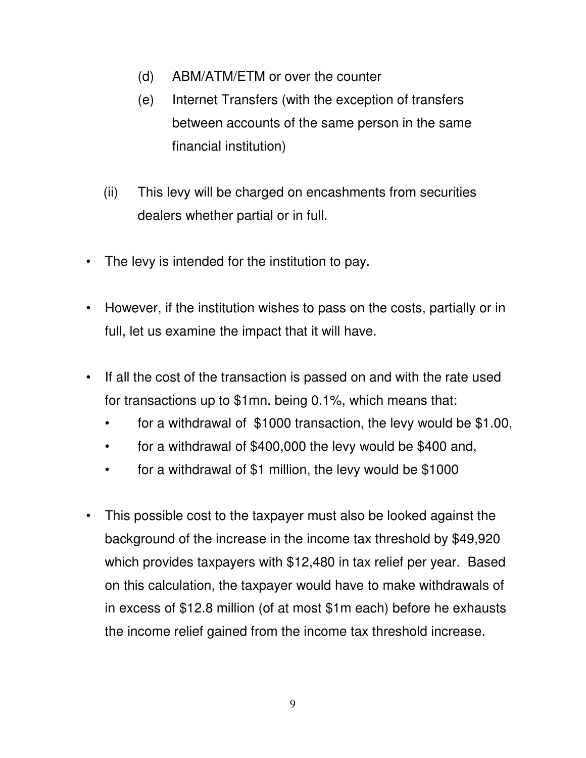(d) ABM/ATM/ETM or over the counter

   (e) Internet Transfers (with the exception of transfers between accounts of the same person in the same financial institution)

(ii) This levy will be charged on encashments from securities dealers whether partial or in full.

- The levy is intended for the institution to pay.

- However, if the institution wishes to pass on the costs, partially or in full, let us examine the impact that it will have.

- If all the cost of the transaction is passed on and with the rate used for transactions up to $1mn. being 0.1%, which means that:
  - for a withdrawal of $1000 transaction, the levy would be $1.00,
  - for a withdrawal of $400,000 the levy would be $400 and,
  - for a withdrawal of $1 million, the levy would be $1000

- This possible cost to the taxpayer must also be looked against the background of the increase in the income tax threshold by $49,920 which provides taxpayers with $12,480 in tax relief per year. Based on this calculation, the taxpayer would have to make withdrawals of in excess of $12.8 million (of at most $1m each) before he exhausts the income relief gained from the income tax threshold increase.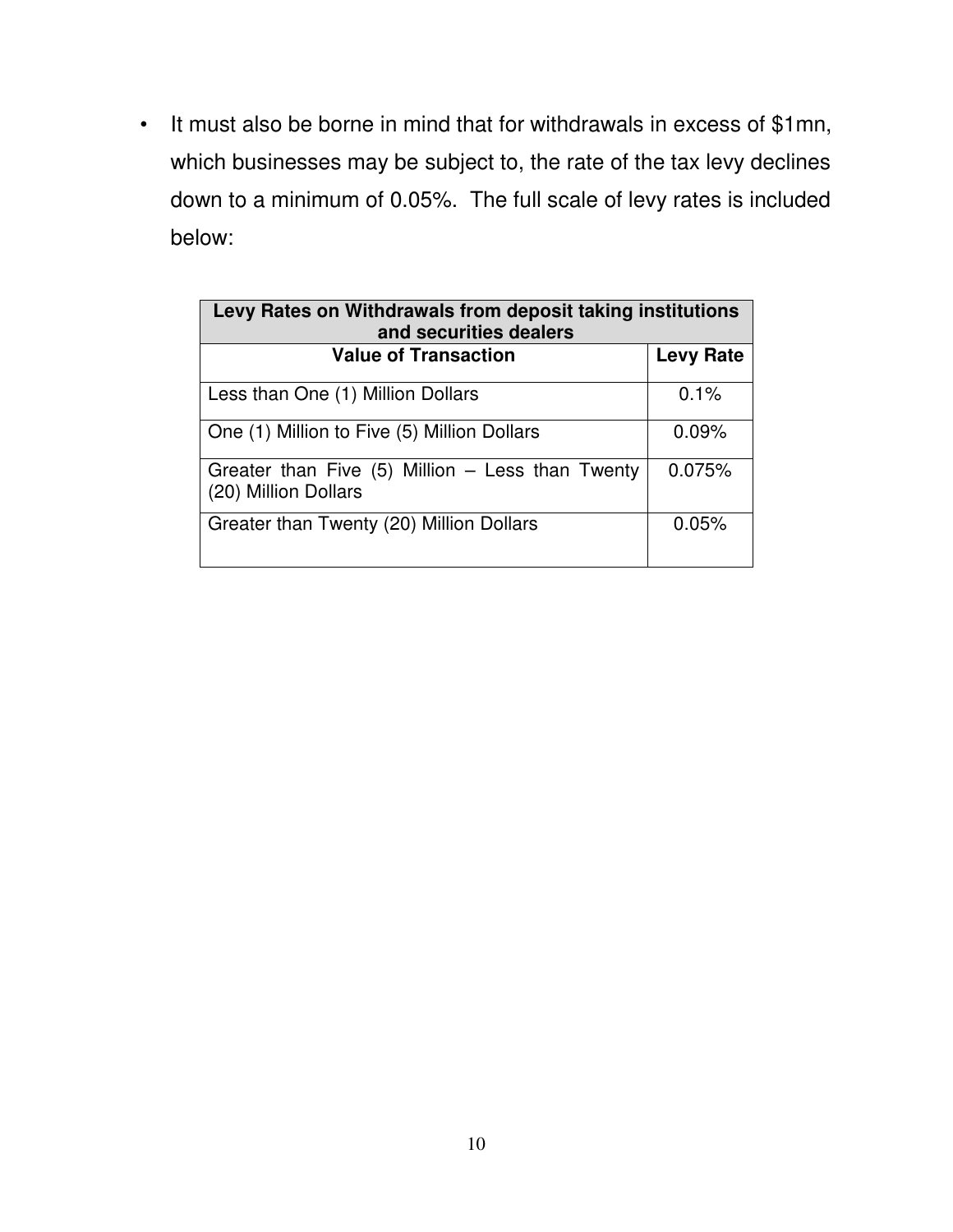- It must also be borne in mind that for withdrawals in excess of $1mn, which businesses may be subject to, the rate of the tax levy declines down to a minimum of 0.05%. The full scale of levy rates is included below:

| Levy Rates on Withdrawals from deposit taking institutions and securities dealers | |
|---|---|
| **Value of Transaction** | **Levy Rate** |
| Less than One (1) Million Dollars | 0.1% |
| One (1) Million to Five (5) Million Dollars | 0.09% |
| Greater than Five (5) Million – Less than Twenty (20) Million Dollars | 0.075% |
| Greater than Twenty (20) Million Dollars | 0.05% |